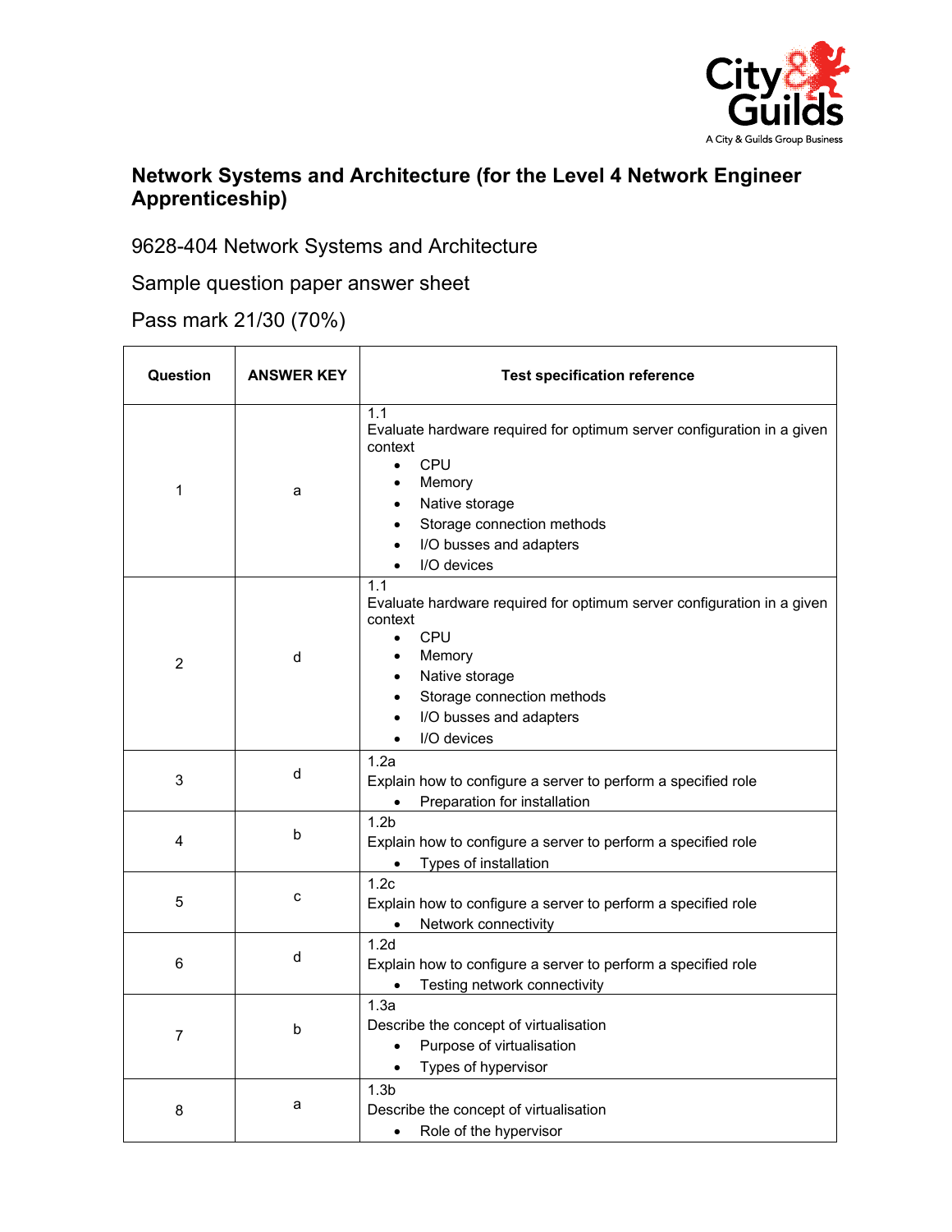# Network Systems and Architecture (for the Level 4 Network Engineer Apprenticeship)

9628-404 Network Systems and Architecture

Sample question paper answer sheet

Pass mark 21/30 (70%)

| Question | ANSWER KEY | Test specification reference |
|---|---|---|
| 1 | a | 1.1<br>Evaluate hardware required for optimum server configuration in a given context<br>• CPU<br>• Memory<br>• Native storage<br>• Storage connection methods<br>• I/O busses and adapters<br>• I/O devices |
| 2 | d | 1.1<br>Evaluate hardware required for optimum server configuration in a given context<br>• CPU<br>• Memory<br>• Native storage<br>• Storage connection methods<br>• I/O busses and adapters<br>• I/O devices |
| 3 | d | 1.2a<br>Explain how to configure a server to perform a specified role<br>• Preparation for installation |
| 4 | b | 1.2b<br>Explain how to configure a server to perform a specified role<br>• Types of installation |
| 5 | c | 1.2c<br>Explain how to configure a server to perform a specified role<br>• Network connectivity |
| 6 | d | 1.2d<br>Explain how to configure a server to perform a specified role<br>• Testing network connectivity |
| 7 | b | 1.3a<br>Describe the concept of virtualisation<br>• Purpose of virtualisation<br>• Types of hypervisor |
| 8 | a | 1.3b<br>Describe the concept of virtualisation<br>• Role of the hypervisor |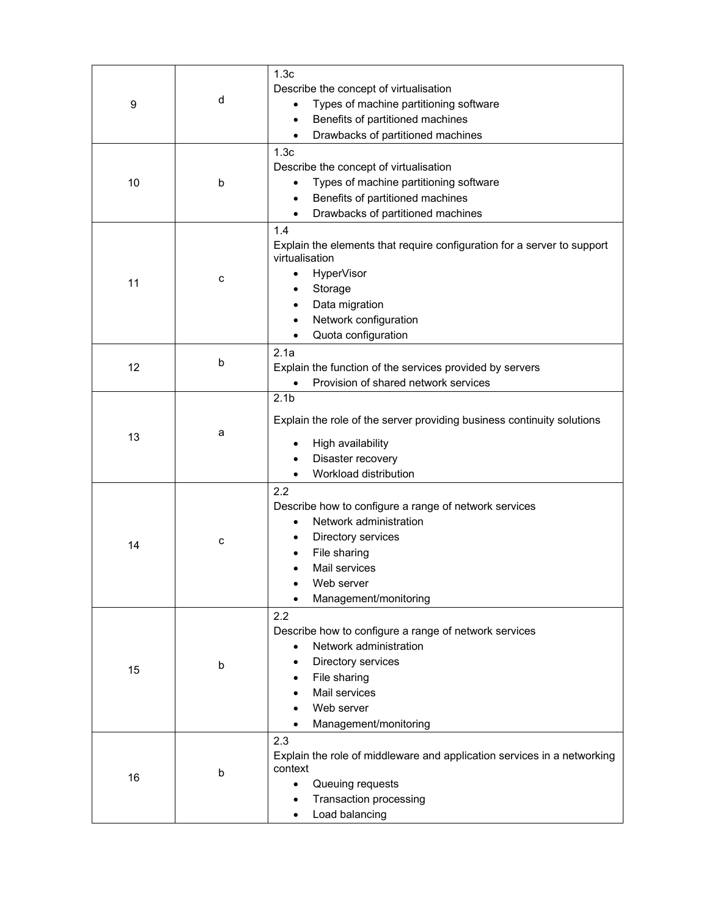| | | |
|---|---|---|
| 9 | d | 1.3c<br>Describe the concept of virtualisation<br>• Types of machine partitioning software<br>• Benefits of partitioned machines<br>• Drawbacks of partitioned machines |
| 10 | b | 1.3c<br>Describe the concept of virtualisation<br>• Types of machine partitioning software<br>• Benefits of partitioned machines<br>• Drawbacks of partitioned machines |
| 11 | c | 1.4<br>Explain the elements that require configuration for a server to support virtualisation<br>• HyperVisor<br>• Storage<br>• Data migration<br>• Network configuration<br>• Quota configuration |
| 12 | b | 2.1a<br>Explain the function of the services provided by servers<br>• Provision of shared network services |
| 13 | a | 2.1b<br>Explain the role of the server providing business continuity solutions<br>• High availability<br>• Disaster recovery<br>• Workload distribution |
| 14 | c | 2.2<br>Describe how to configure a range of network services<br>• Network administration<br>• Directory services<br>• File sharing<br>• Mail services<br>• Web server<br>• Management/monitoring |
| 15 | b | 2.2<br>Describe how to configure a range of network services<br>• Network administration<br>• Directory services<br>• File sharing<br>• Mail services<br>• Web server<br>• Management/monitoring |
| 16 | b | 2.3<br>Explain the role of middleware and application services in a networking context<br>• Queuing requests<br>• Transaction processing<br>• Load balancing |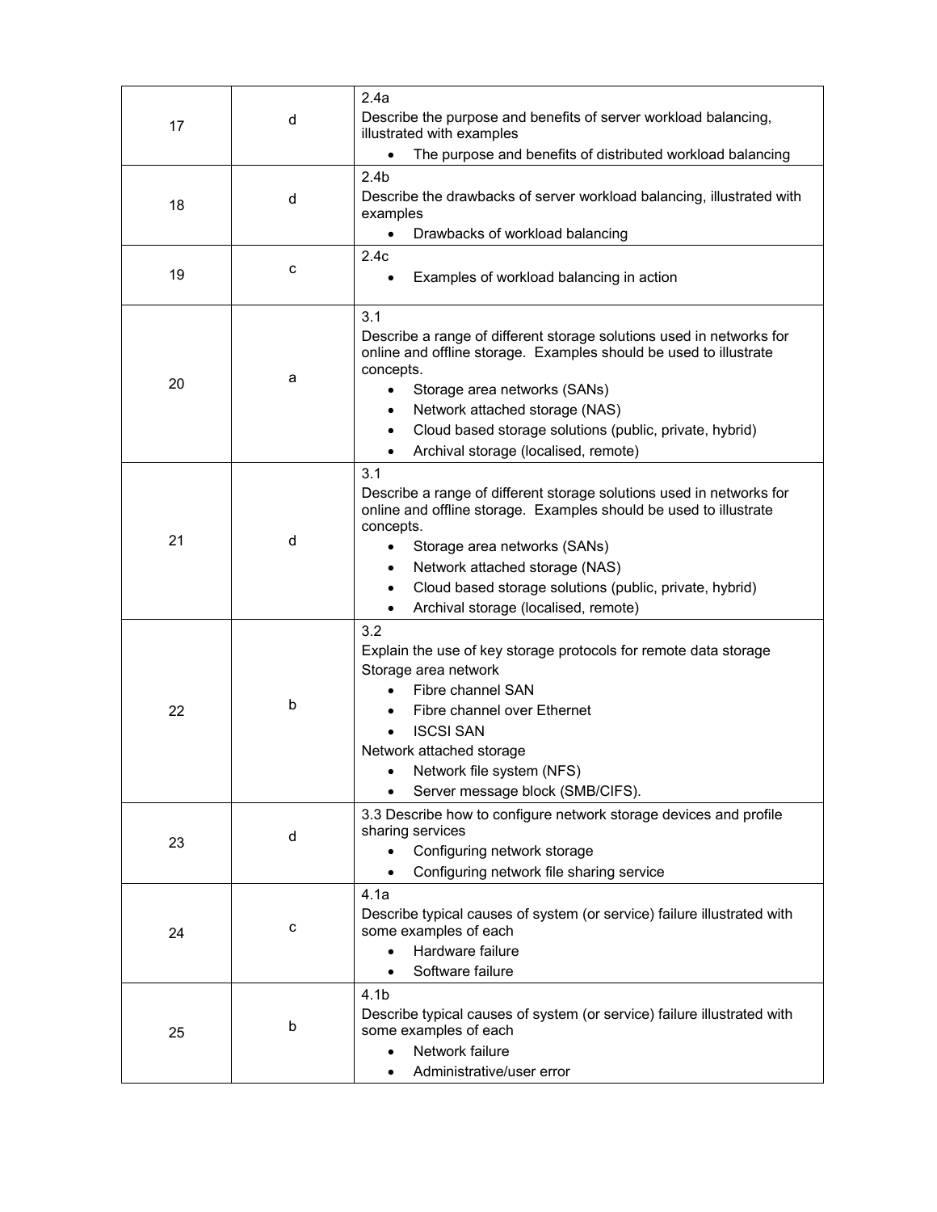| | | |
|---|---|---|
| 17 | d | 2.4a<br>Describe the purpose and benefits of server workload balancing, illustrated with examples<br>• The purpose and benefits of distributed workload balancing |
| 18 | d | 2.4b<br>Describe the drawbacks of server workload balancing, illustrated with examples<br>• Drawbacks of workload balancing |
| 19 | c | 2.4c<br>• Examples of workload balancing in action |
| 20 | a | 3.1<br>Describe a range of different storage solutions used in networks for online and offline storage. Examples should be used to illustrate concepts.<br>• Storage area networks (SANs)<br>• Network attached storage (NAS)<br>• Cloud based storage solutions (public, private, hybrid)<br>• Archival storage (localised, remote) |
| 21 | d | 3.1<br>Describe a range of different storage solutions used in networks for online and offline storage. Examples should be used to illustrate concepts.<br>• Storage area networks (SANs)<br>• Network attached storage (NAS)<br>• Cloud based storage solutions (public, private, hybrid)<br>• Archival storage (localised, remote) |
| 22 | b | 3.2<br>Explain the use of key storage protocols for remote data storage<br>Storage area network<br>• Fibre channel SAN<br>• Fibre channel over Ethernet<br>• ISCSI SAN<br>Network attached storage<br>• Network file system (NFS)<br>• Server message block (SMB/CIFS). |
| 23 | d | 3.3 Describe how to configure network storage devices and profile sharing services<br>• Configuring network storage<br>• Configuring network file sharing service |
| 24 | c | 4.1a<br>Describe typical causes of system (or service) failure illustrated with some examples of each<br>• Hardware failure<br>• Software failure |
| 25 | b | 4.1b<br>Describe typical causes of system (or service) failure illustrated with some examples of each<br>• Network failure<br>• Administrative/user error |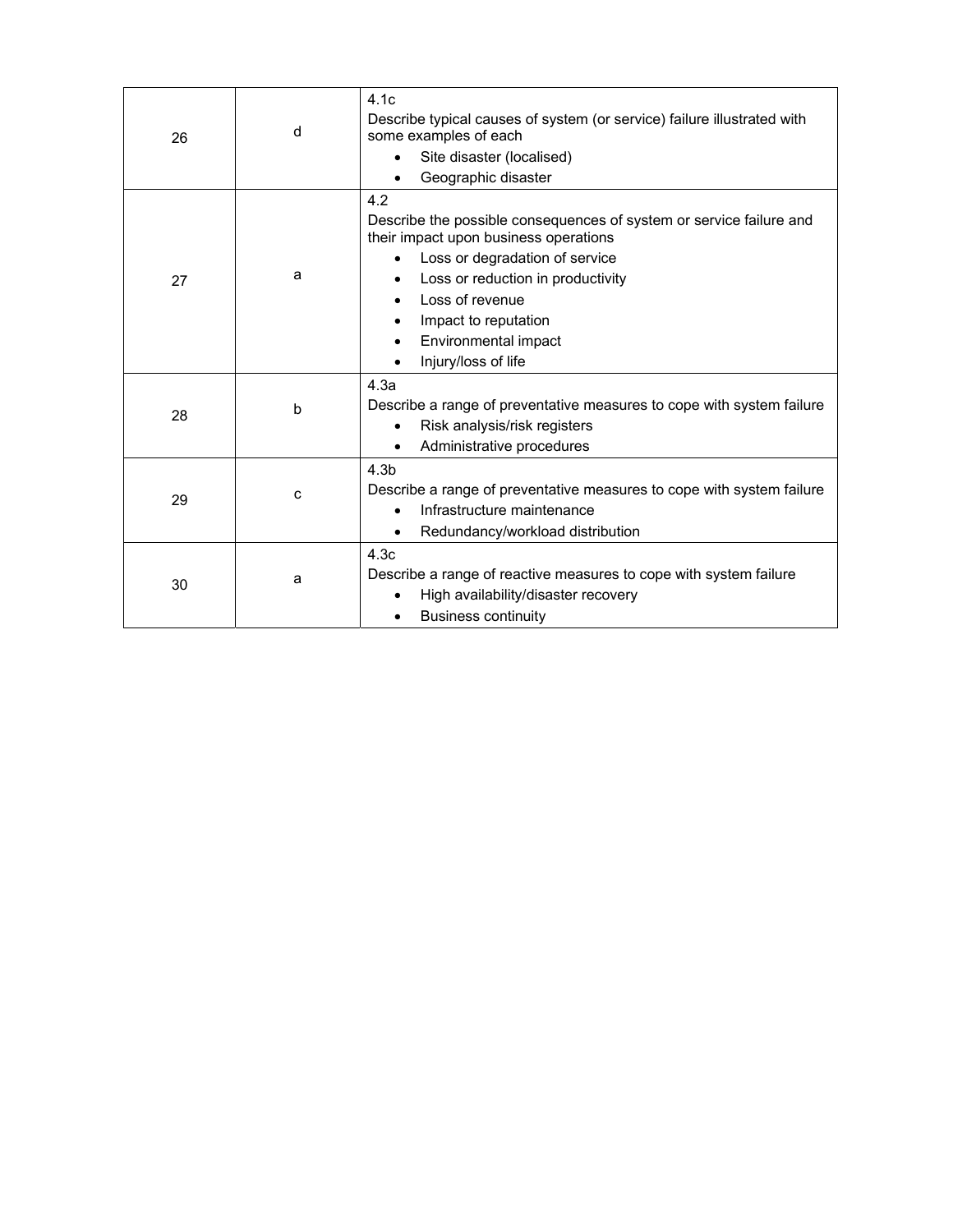| | | |
|---|---|---|
| 26 | d | 4.1c<br>Describe typical causes of system (or service) failure illustrated with some examples of each<br>• Site disaster (localised)<br>• Geographic disaster |
| 27 | a | 4.2<br>Describe the possible consequences of system or service failure and their impact upon business operations<br>• Loss or degradation of service<br>• Loss or reduction in productivity<br>• Loss of revenue<br>• Impact to reputation<br>• Environmental impact<br>• Injury/loss of life |
| 28 | b | 4.3a<br>Describe a range of preventative measures to cope with system failure<br>• Risk analysis/risk registers<br>• Administrative procedures |
| 29 | c | 4.3b<br>Describe a range of preventative measures to cope with system failure<br>• Infrastructure maintenance<br>• Redundancy/workload distribution |
| 30 | a | 4.3c<br>Describe a range of reactive measures to cope with system failure<br>• High availability/disaster recovery<br>• Business continuity |